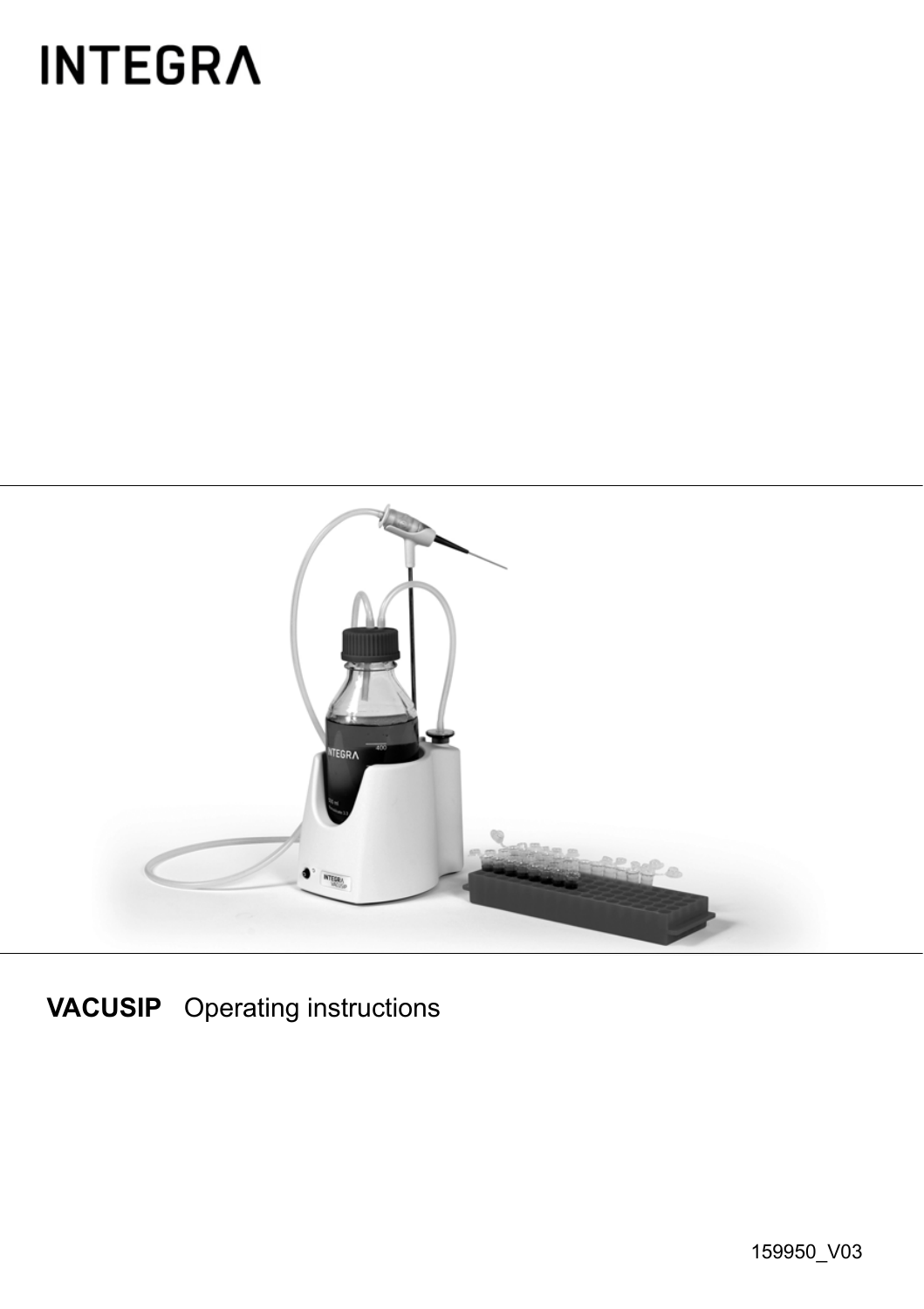# INTEGRA

**VACUSIP** Operating instructions

159950_V03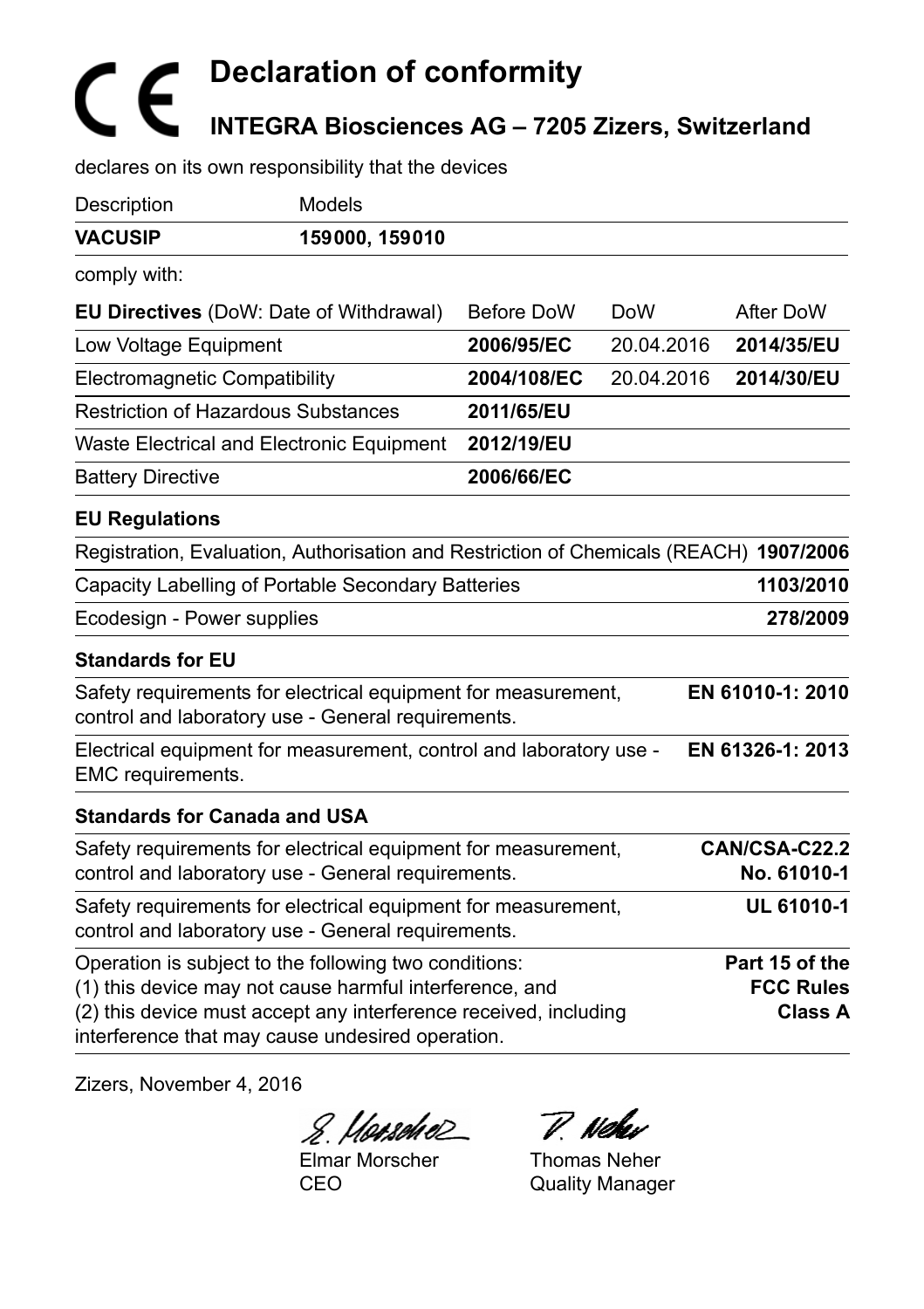# Declaration of conformity

## INTEGRA Biosciences AG – 7205 Zizers, Switzerland

declares on its own responsibility that the devices

| Description | Models |
|---|---|
| **VACUSIP** | **159000, 159010** |

comply with:

| **EU Directives** (DoW: Date of Withdrawal) | Before DoW | DoW | After DoW |
|---|---|---|---|
| Low Voltage Equipment | **2006/95/EC** | 20.04.2016 | **2014/35/EU** |
| Electromagnetic Compatibility | **2004/108/EC** | 20.04.2016 | **2014/30/EU** |
| Restriction of Hazardous Substances | **2011/65/EU** | | |
| Waste Electrical and Electronic Equipment | **2012/19/EU** | | |
| Battery Directive | **2006/66/EC** | | |

**EU Regulations**

| | |
|---|---|
| Registration, Evaluation, Authorisation and Restriction of Chemicals (REACH) | **1907/2006** |
| Capacity Labelling of Portable Secondary Batteries | **1103/2010** |
| Ecodesign - Power supplies | **278/2009** |

**Standards for EU**

| | |
|---|---|
| Safety requirements for electrical equipment for measurement, control and laboratory use - General requirements. | **EN 61010-1: 2010** |
| Electrical equipment for measurement, control and laboratory use - EMC requirements. | **EN 61326-1: 2013** |

**Standards for Canada and USA**

| | |
|---|---|
| Safety requirements for electrical equipment for measurement, control and laboratory use - General requirements. | **CAN/CSA-C22.2 No. 61010-1** |
| Safety requirements for electrical equipment for measurement, control and laboratory use - General requirements. | **UL 61010-1** |
| Operation is subject to the following two conditions: (1) this device may not cause harmful interference, and (2) this device must accept any interference received, including interference that may cause undesired operation. | **Part 15 of the FCC Rules Class A** |

Zizers, November 4, 2016

| | |
|---|---|
| Elmar Morscher | Thomas Neher |
| CEO | Quality Manager |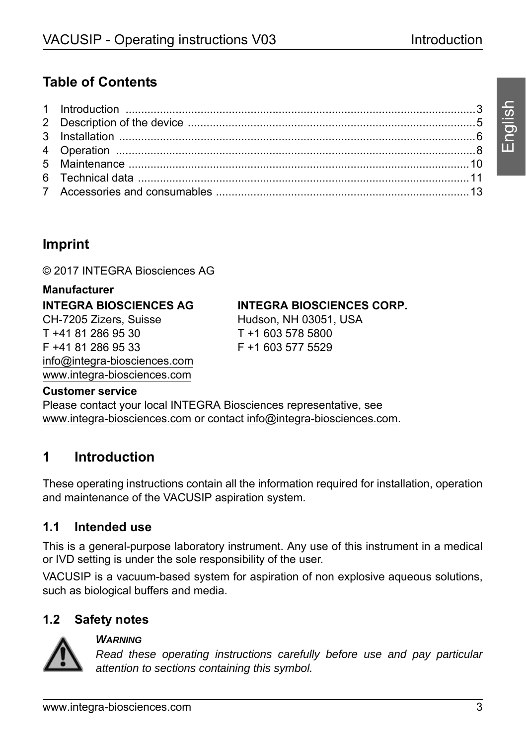## Table of Contents

| | | |
|---|---|---|
| 1 | Introduction | 3 |
| 2 | Description of the device | 5 |
| 3 | Installation | 6 |
| 4 | Operation | 8 |
| 5 | Maintenance | 10 |
| 6 | Technical data | 11 |
| 7 | Accessories and consumables | 13 |

## Imprint

© 2017 INTEGRA Biosciences AG

**Manufacturer**

**INTEGRA BIOSCIENCES AG**
CH-7205 Zizers, Suisse
T +41 81 286 95 30
F +41 81 286 95 33
info@integra-biosciences.com
www.integra-biosciences.com

**INTEGRA BIOSCIENCES CORP.**
Hudson, NH 03051, USA
T +1 603 578 5800
F +1 603 577 5529

**Customer service**
Please contact your local INTEGRA Biosciences representative, see www.integra-biosciences.com or contact info@integra-biosciences.com.

# 1 Introduction

These operating instructions contain all the information required for installation, operation and maintenance of the VACUSIP aspiration system.

## 1.1 Intended use

This is a general-purpose laboratory instrument. Any use of this instrument in a medical or IVD setting is under the sole responsibility of the user.

VACUSIP is a vacuum-based system for aspiration of non explosive aqueous solutions, such as biological buffers and media.

## 1.2 Safety notes

***WARNING***

*Read these operating instructions carefully before use and pay particular attention to sections containing this symbol.*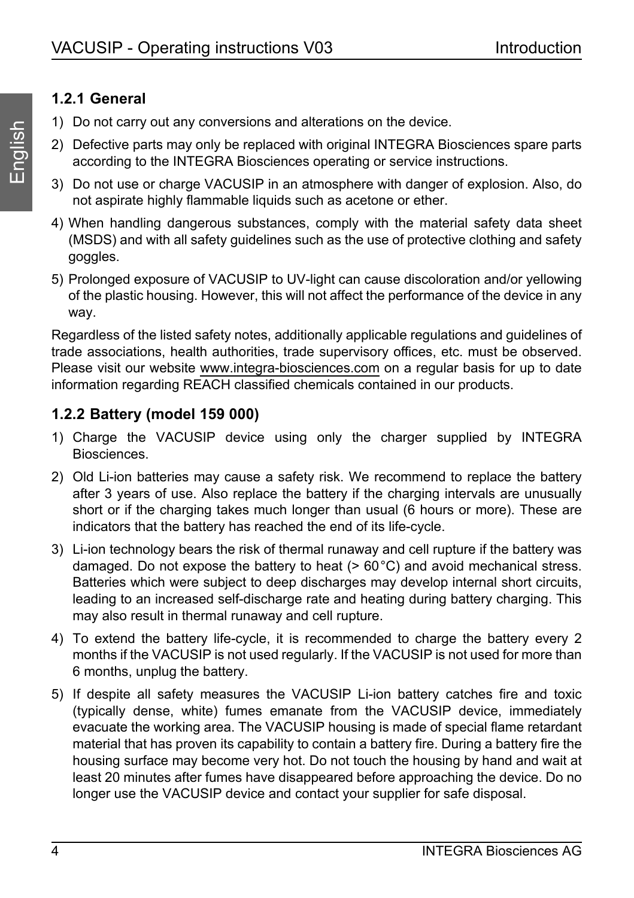### 1.2.1 General

1) Do not carry out any conversions and alterations on the device.
2) Defective parts may only be replaced with original INTEGRA Biosciences spare parts according to the INTEGRA Biosciences operating or service instructions.
3) Do not use or charge VACUSIP in an atmosphere with danger of explosion. Also, do not aspirate highly flammable liquids such as acetone or ether.
4) When handling dangerous substances, comply with the material safety data sheet (MSDS) and with all safety guidelines such as the use of protective clothing and safety goggles.
5) Prolonged exposure of VACUSIP to UV-light can cause discoloration and/or yellowing of the plastic housing. However, this will not affect the performance of the device in any way.

Regardless of the listed safety notes, additionally applicable regulations and guidelines of trade associations, health authorities, trade supervisory offices, etc. must be observed. Please visit our website www.integra-biosciences.com on a regular basis for up to date information regarding REACH classified chemicals contained in our products.

### 1.2.2 Battery (model 159 000)

1) Charge the VACUSIP device using only the charger supplied by INTEGRA Biosciences.
2) Old Li-ion batteries may cause a safety risk. We recommend to replace the battery after 3 years of use. Also replace the battery if the charging intervals are unusually short or if the charging takes much longer than usual (6 hours or more). These are indicators that the battery has reached the end of its life-cycle.
3) Li-ion technology bears the risk of thermal runaway and cell rupture if the battery was damaged. Do not expose the battery to heat (> 60 °C) and avoid mechanical stress. Batteries which were subject to deep discharges may develop internal short circuits, leading to an increased self-discharge rate and heating during battery charging. This may also result in thermal runaway and cell rupture.
4) To extend the battery life-cycle, it is recommended to charge the battery every 2 months if the VACUSIP is not used regularly. If the VACUSIP is not used for more than 6 months, unplug the battery.
5) If despite all safety measures the VACUSIP Li-ion battery catches fire and toxic (typically dense, white) fumes emanate from the VACUSIP device, immediately evacuate the working area. The VACUSIP housing is made of special flame retardant material that has proven its capability to contain a battery fire. During a battery fire the housing surface may become very hot. Do not touch the housing by hand and wait at least 20 minutes after fumes have disappeared before approaching the device. Do no longer use the VACUSIP device and contact your supplier for safe disposal.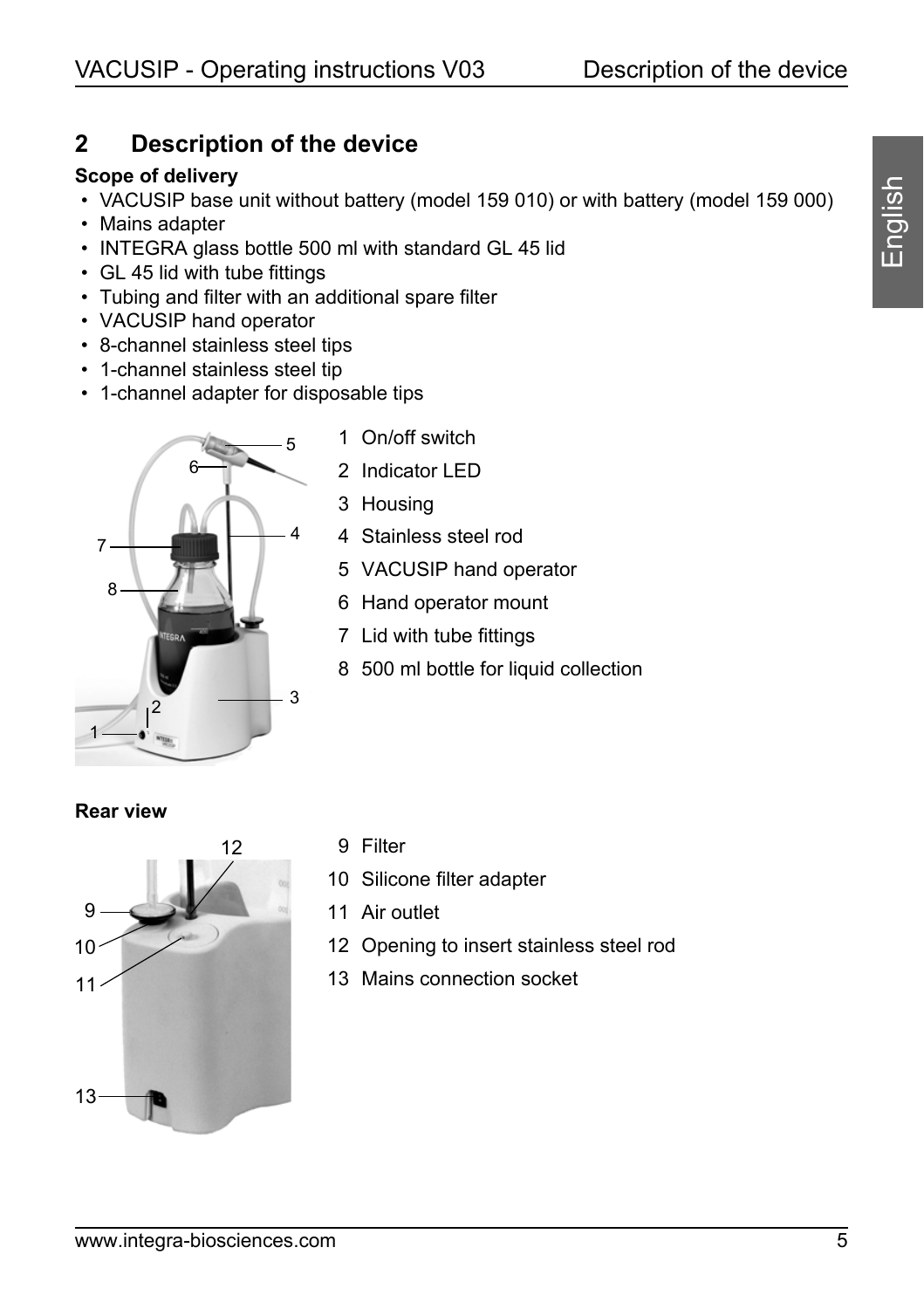## 2 Description of the device

**Scope of delivery**

- VACUSIP base unit without battery (model 159 010) or with battery (model 159 000)
- Mains adapter
- INTEGRA glass bottle 500 ml with standard GL 45 lid
- GL 45 lid with tube fittings
- Tubing and filter with an additional spare filter
- VACUSIP hand operator
- 8-channel stainless steel tips
- 1-channel stainless steel tip
- 1-channel adapter for disposable tips

1 On/off switch
2 Indicator LED
3 Housing
4 Stainless steel rod
5 VACUSIP hand operator
6 Hand operator mount
7 Lid with tube fittings
8 500 ml bottle for liquid collection

**Rear view**

9 Filter
10 Silicone filter adapter
11 Air outlet
12 Opening to insert stainless steel rod
13 Mains connection socket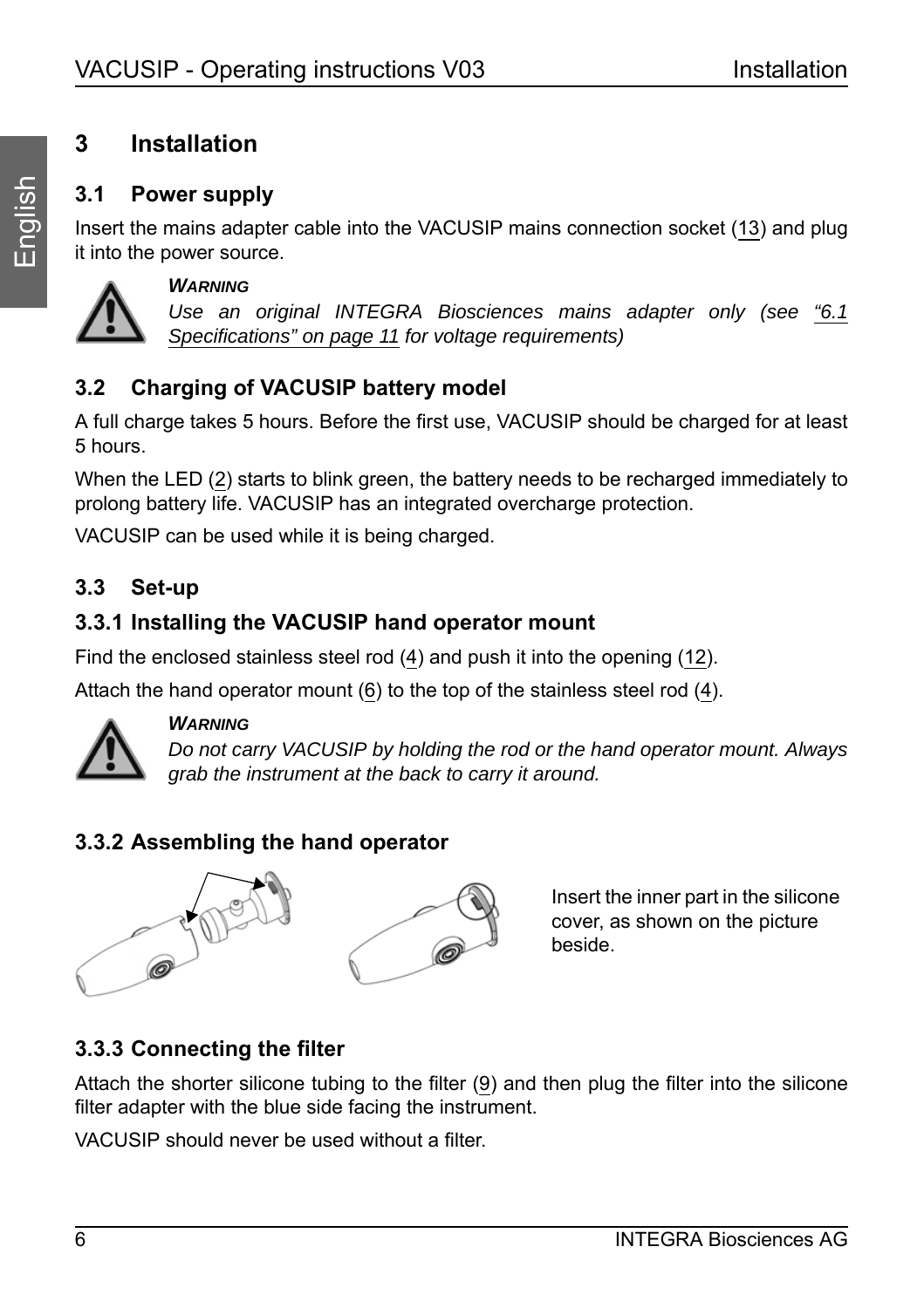# 3 Installation

## 3.1 Power supply

Insert the mains adapter cable into the VACUSIP mains connection socket (13) and plug it into the power source.

***WARNING***
*Use an original INTEGRA Biosciences mains adapter only (see “6.1 Specifications” on page 11 for voltage requirements)*

## 3.2 Charging of VACUSIP battery model

A full charge takes 5 hours. Before the first use, VACUSIP should be charged for at least 5 hours.

When the LED (2) starts to blink green, the battery needs to be recharged immediately to prolong battery life. VACUSIP has an integrated overcharge protection.

VACUSIP can be used while it is being charged.

## 3.3 Set-up

### 3.3.1 Installing the VACUSIP hand operator mount

Find the enclosed stainless steel rod (4) and push it into the opening (12).

Attach the hand operator mount (6) to the top of the stainless steel rod (4).

***WARNING***
*Do not carry VACUSIP by holding the rod or the hand operator mount. Always grab the instrument at the back to carry it around.*

### 3.3.2 Assembling the hand operator

Insert the inner part in the silicone cover, as shown on the picture beside.

### 3.3.3 Connecting the filter

Attach the shorter silicone tubing to the filter (9) and then plug the filter into the silicone filter adapter with the blue side facing the instrument.

VACUSIP should never be used without a filter.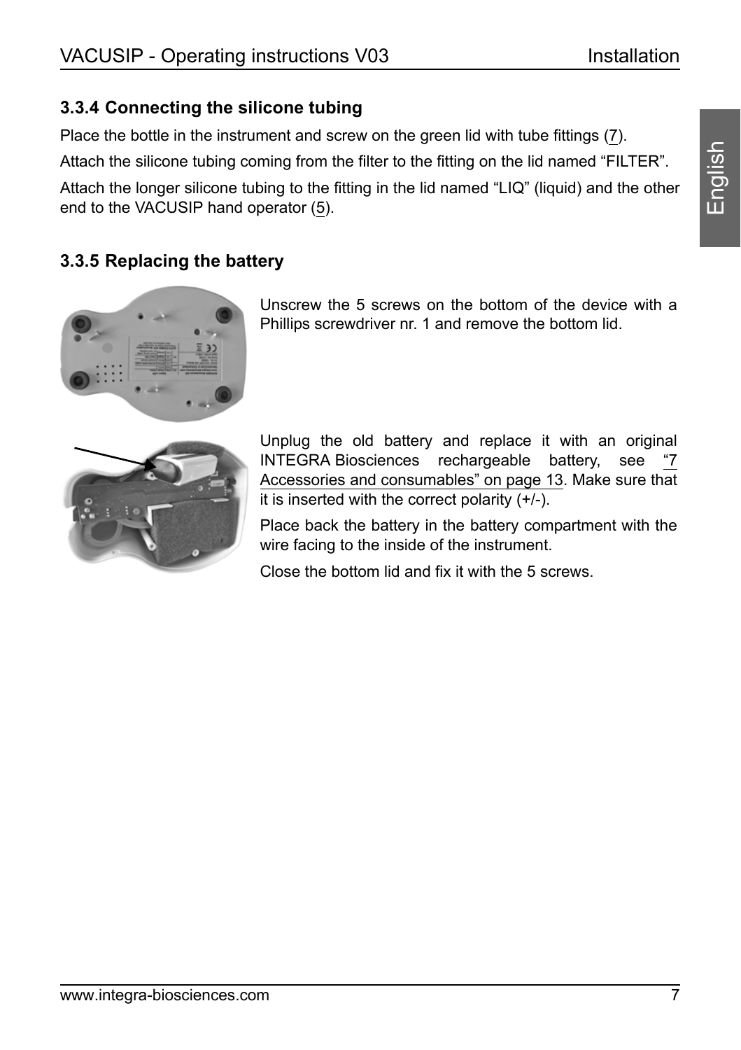### 3.3.4 Connecting the silicone tubing

Place the bottle in the instrument and screw on the green lid with tube fittings (7).

Attach the silicone tubing coming from the filter to the fitting on the lid named “FILTER”.

Attach the longer silicone tubing to the fitting in the lid named “LIQ” (liquid) and the other end to the VACUSIP hand operator (5).

### 3.3.5 Replacing the battery

Unscrew the 5 screws on the bottom of the device with a Phillips screwdriver nr. 1 and remove the bottom lid.

Unplug the old battery and replace it with an original INTEGRA Biosciences rechargeable battery, see “7 Accessories and consumables” on page 13. Make sure that it is inserted with the correct polarity (+/-).

Place back the battery in the battery compartment with the wire facing to the inside of the instrument.

Close the bottom lid and fix it with the 5 screws.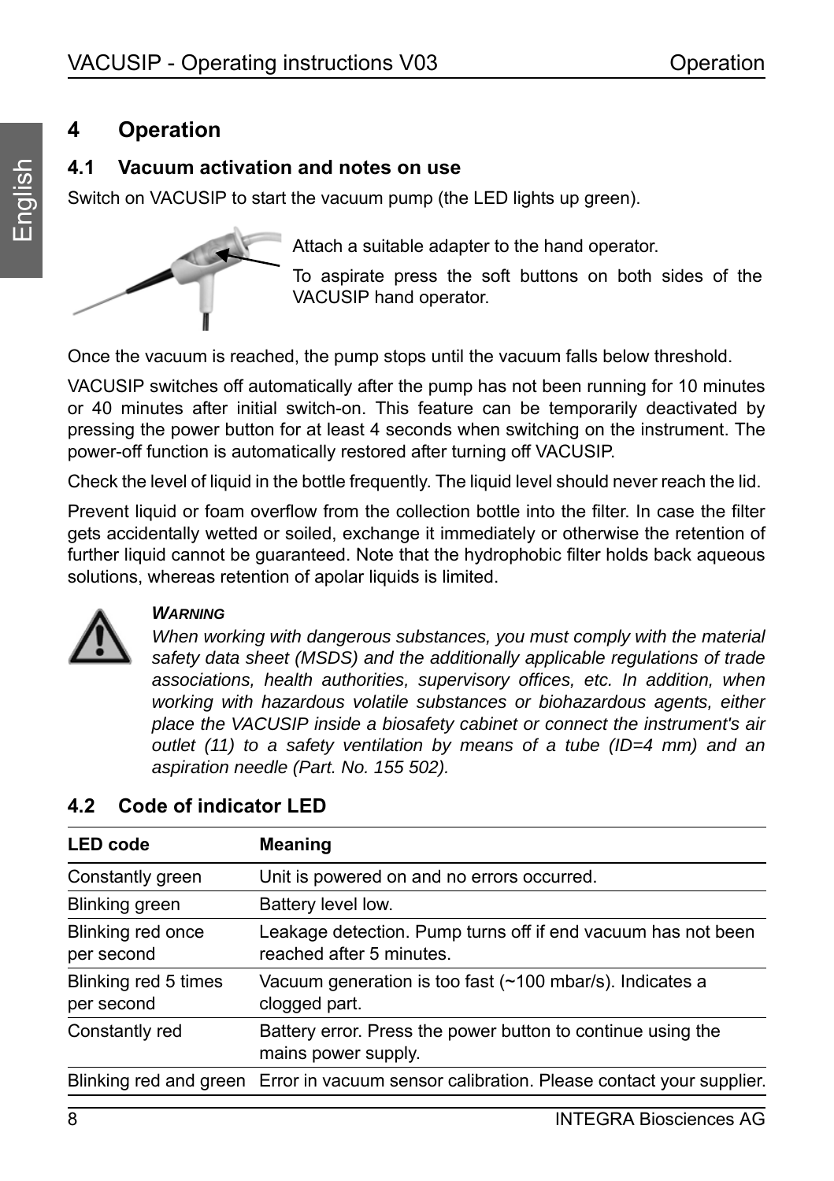# 4 Operation

## 4.1 Vacuum activation and notes on use

Switch on VACUSIP to start the vacuum pump (the LED lights up green).

Attach a suitable adapter to the hand operator.

To aspirate press the soft buttons on both sides of the VACUSIP hand operator.

Once the vacuum is reached, the pump stops until the vacuum falls below threshold.

VACUSIP switches off automatically after the pump has not been running for 10 minutes or 40 minutes after initial switch-on. This feature can be temporarily deactivated by pressing the power button for at least 4 seconds when switching on the instrument. The power-off function is automatically restored after turning off VACUSIP.

Check the level of liquid in the bottle frequently. The liquid level should never reach the lid.

Prevent liquid or foam overflow from the collection bottle into the filter. In case the filter gets accidentally wetted or soiled, exchange it immediately or otherwise the retention of further liquid cannot be guaranteed. Note that the hydrophobic filter holds back aqueous solutions, whereas retention of apolar liquids is limited.

***WARNING***

*When working with dangerous substances, you must comply with the material safety data sheet (MSDS) and the additionally applicable regulations of trade associations, health authorities, supervisory offices, etc. In addition, when working with hazardous volatile substances or biohazardous agents, either place the VACUSIP inside a biosafety cabinet or connect the instrument's air outlet (11) to a safety ventilation by means of a tube (ID=4 mm) and an aspiration needle (Part. No. 155 502).*

## 4.2 Code of indicator LED

| LED code | Meaning |
|---|---|
| Constantly green | Unit is powered on and no errors occurred. |
| Blinking green | Battery level low. |
| Blinking red once per second | Leakage detection. Pump turns off if end vacuum has not been reached after 5 minutes. |
| Blinking red 5 times per second | Vacuum generation is too fast (~100 mbar/s). Indicates a clogged part. |
| Constantly red | Battery error. Press the power button to continue using the mains power supply. |
| Blinking red and green | Error in vacuum sensor calibration. Please contact your supplier. |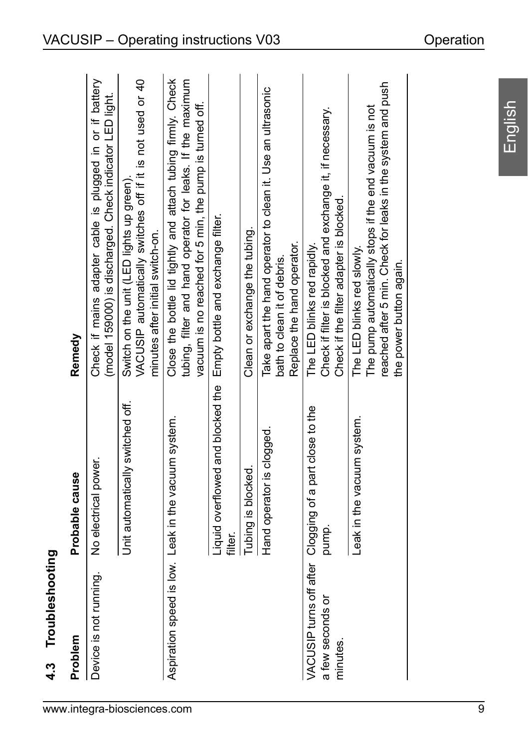## 4.3 Troubleshooting

| Problem | Probable cause | Remedy |
|---|---|---|
| Device is not running. | No electrical power. | Check if mains adapter cable is plugged in or if battery (model 159000) is discharged. Check indicator LED light. |
| | Unit automatically switched off. | Switch on the unit (LED lights up green). VACUSIP automatically switches off if it is not used or 40 minutes after initial switch-on. |
| Aspiration speed is low. | Leak in the vacuum system. | Close the bottle lid tightly and attach tubing firmly. Check tubing, filter and hand operator for leaks. If the maximum vacuum is no reached for 5 min, the pump is turned off. |
| | Liquid overflowed and blocked the filter. | Empty bottle and exchange filter. |
| | Tubing is blocked. | Clean or exchange the tubing. |
| | Hand operator is clogged. | Take apart the hand operator to clean it. Use an ultrasonic bath to clean it of debris. Replace the hand operator. |
| VACUSIP turns off after a few seconds or minutes. | Clogging of a part close to the pump. | The LED blinks red rapidly. Check if filter is blocked and exchange it, if necessary. Check if the filter adapter is blocked. |
| | Leak in the vacuum system. | The LED blinks red slowly. The pump automatically stops if the end vacuum is not reached after 5 min. Check for leaks in the system and push the power button again. |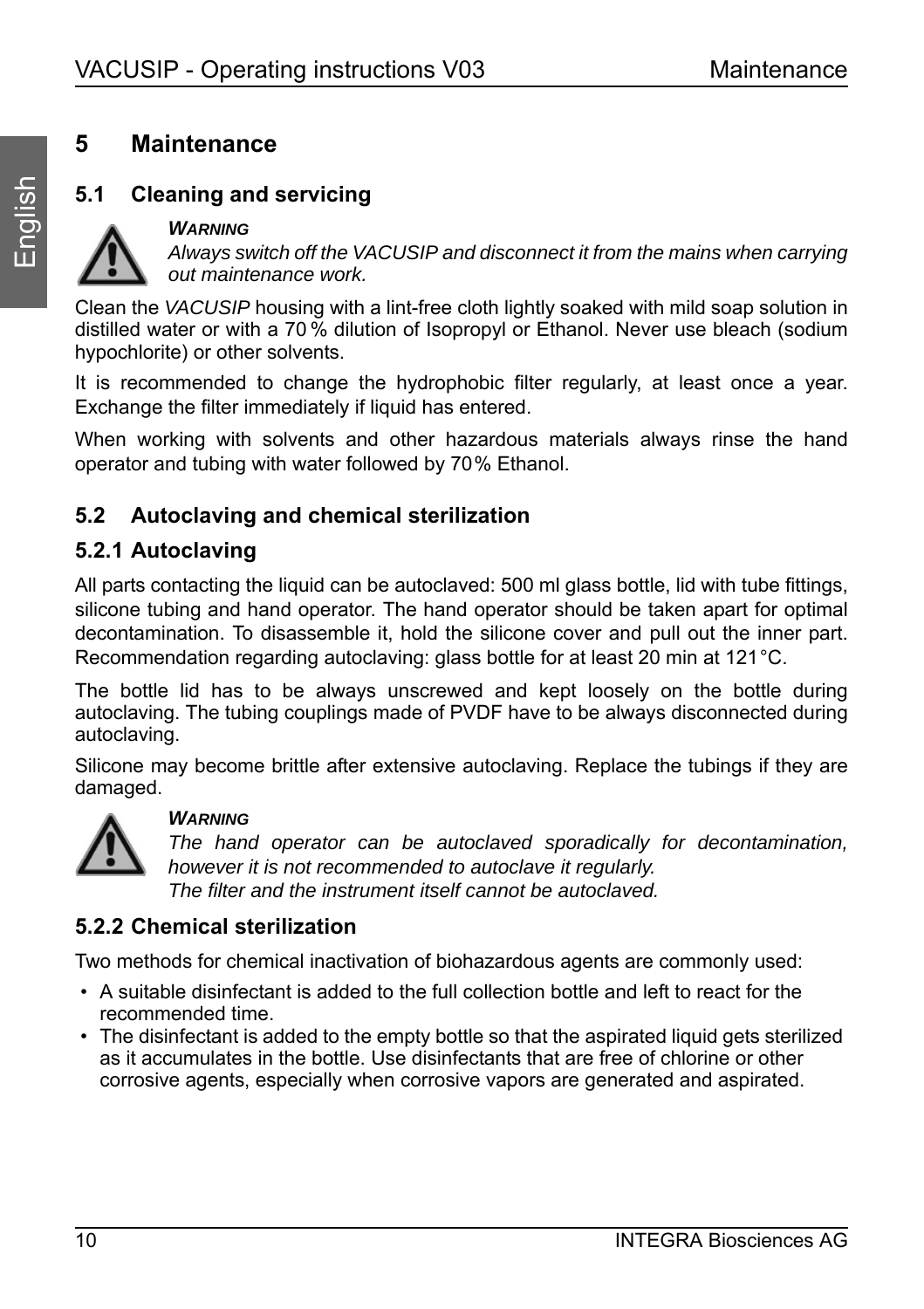# 5 Maintenance

## 5.1 Cleaning and servicing

***WARNING***
*Always switch off the VACUSIP and disconnect it from the mains when carrying out maintenance work.*

Clean the *VACUSIP* housing with a lint-free cloth lightly soaked with mild soap solution in distilled water or with a 70 % dilution of Isopropyl or Ethanol. Never use bleach (sodium hypochlorite) or other solvents.

It is recommended to change the hydrophobic filter regularly, at least once a year. Exchange the filter immediately if liquid has entered.

When working with solvents and other hazardous materials always rinse the hand operator and tubing with water followed by 70% Ethanol.

## 5.2 Autoclaving and chemical sterilization

### 5.2.1 Autoclaving

All parts contacting the liquid can be autoclaved: 500 ml glass bottle, lid with tube fittings, silicone tubing and hand operator. The hand operator should be taken apart for optimal decontamination. To disassemble it, hold the silicone cover and pull out the inner part. Recommendation regarding autoclaving: glass bottle for at least 20 min at 121 °C.

The bottle lid has to be always unscrewed and kept loosely on the bottle during autoclaving. The tubing couplings made of PVDF have to be always disconnected during autoclaving.

Silicone may become brittle after extensive autoclaving. Replace the tubings if they are damaged.

***WARNING***
*The hand operator can be autoclaved sporadically for decontamination, however it is not recommended to autoclave it regularly.*
*The filter and the instrument itself cannot be autoclaved.*

### 5.2.2 Chemical sterilization

Two methods for chemical inactivation of biohazardous agents are commonly used:

- A suitable disinfectant is added to the full collection bottle and left to react for the recommended time.
- The disinfectant is added to the empty bottle so that the aspirated liquid gets sterilized as it accumulates in the bottle. Use disinfectants that are free of chlorine or other corrosive agents, especially when corrosive vapors are generated and aspirated.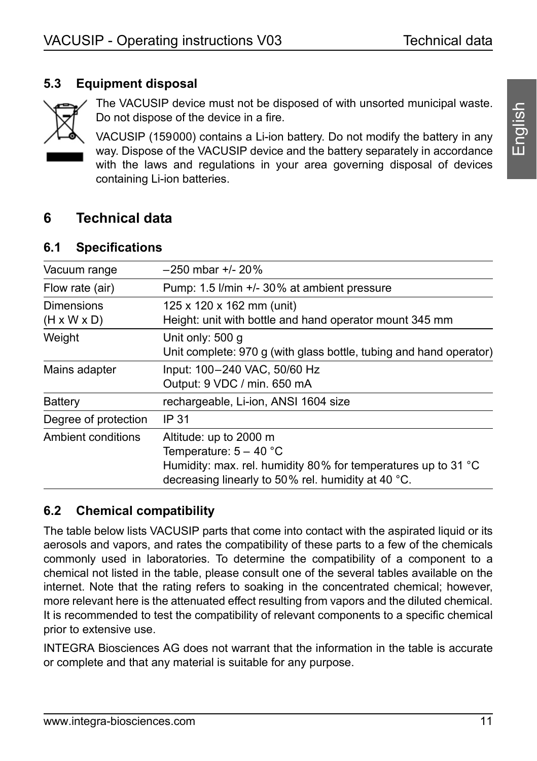### 5.3 Equipment disposal

The VACUSIP device must not be disposed of with unsorted municipal waste. Do not dispose of the device in a fire.

VACUSIP (159000) contains a Li-ion battery. Do not modify the battery in any way. Dispose of the VACUSIP device and the battery separately in accordance with the laws and regulations in your area governing disposal of devices containing Li-ion batteries.

## 6 Technical data

### 6.1 Specifications

| | |
|---|---|
| Vacuum range | –250 mbar +/- 20% |
| Flow rate (air) | Pump: 1.5 l/min +/- 30% at ambient pressure |
| Dimensions (H x W x D) | 125 x 120 x 162 mm (unit)<br>Height: unit with bottle and hand operator mount 345 mm |
| Weight | Unit only: 500 g<br>Unit complete: 970 g (with glass bottle, tubing and hand operator) |
| Mains adapter | Input: 100–240 VAC, 50/60 Hz<br>Output: 9 VDC / min. 650 mA |
| Battery | rechargeable, Li-ion, ANSI 1604 size |
| Degree of protection | IP 31 |
| Ambient conditions | Altitude: up to 2000 m<br>Temperature: 5 – 40 °C<br>Humidity: max. rel. humidity 80% for temperatures up to 31 °C decreasing linearly to 50% rel. humidity at 40 °C. |

### 6.2 Chemical compatibility

The table below lists VACUSIP parts that come into contact with the aspirated liquid or its aerosols and vapors, and rates the compatibility of these parts to a few of the chemicals commonly used in laboratories. To determine the compatibility of a component to a chemical not listed in the table, please consult one of the several tables available on the internet. Note that the rating refers to soaking in the concentrated chemical; however, more relevant here is the attenuated effect resulting from vapors and the diluted chemical. It is recommended to test the compatibility of relevant components to a specific chemical prior to extensive use.

INTEGRA Biosciences AG does not warrant that the information in the table is accurate or complete and that any material is suitable for any purpose.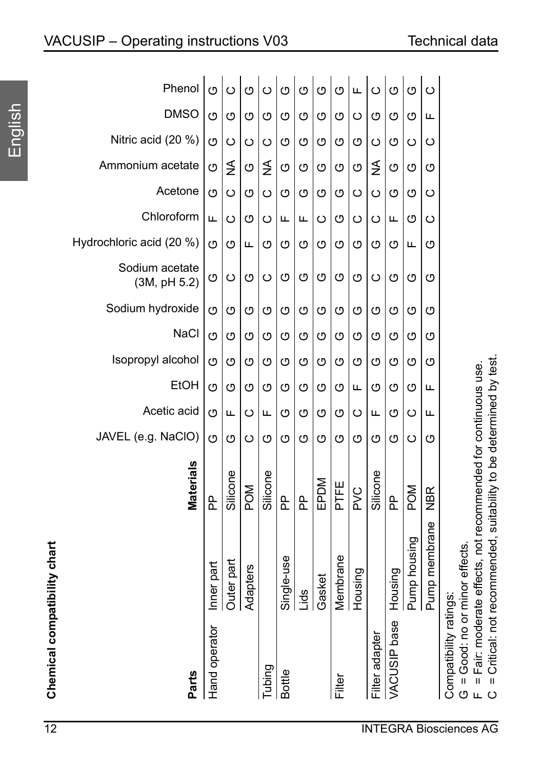**Chemical compatibility chart**

| Parts | | Materials | JAVEL (e.g. NaClO) | Acetic acid | EtOH | Isopropyl alcohol | NaCl | Sodium hydroxide | Sodium acetate (3M, pH 5.2) | Hydrochloric acid (20 %) | Chloroform | Acetone | Ammonium acetate | Nitric acid (20 %) | DMSO | Phenol |
|---|---|---|---|---|---|---|---|---|---|---|---|---|---|---|---|---|
| Hand operator | Inner part | PP | G | G | G | G | G | G | G | G | F | G | G | G | G | G |
| | Outer part | Silicone | G | F | G | G | G | G | C | G | C | C | NA | C | G | C |
| | Adapters | POM | C | C | G | G | G | G | G | F | G | G | G | C | G | G |
| Tubing | | Silicone | G | F | G | G | G | G | C | G | C | C | NA | C | G | C |
| Bottle | Single-use | PP | G | G | G | G | G | G | G | G | F | G | G | G | G | G |
| | Lids | PP | G | G | G | G | G | G | G | G | F | G | G | G | G | G |
| | Gasket | EPDM | G | G | G | G | G | G | G | G | C | G | G | G | G | G |
| Filter | Membrane | PTFE | G | G | G | G | G | G | G | G | G | G | G | G | G | G |
| | Housing | PVC | G | C | F | G | G | G | G | G | C | C | G | G | C | F |
| Filter adapter | | Silicone | G | F | G | G | G | G | C | G | C | C | NA | C | G | C |
| VACUSIP base | Housing | PP | G | G | G | G | G | G | G | G | F | G | G | G | G | G |
| | Pump housing | POM | C | C | G | G | G | G | G | F | G | G | G | C | G | G |
| | Pump membrane | NBR | G | F | F | G | G | G | G | G | C | C | G | C | F | C |

Compatibility ratings:
G = Good: no or minor effects.
F = Fair: moderate effects, not recommended for continuous use.
C = Critical: not recommended, suitability to be determined by test.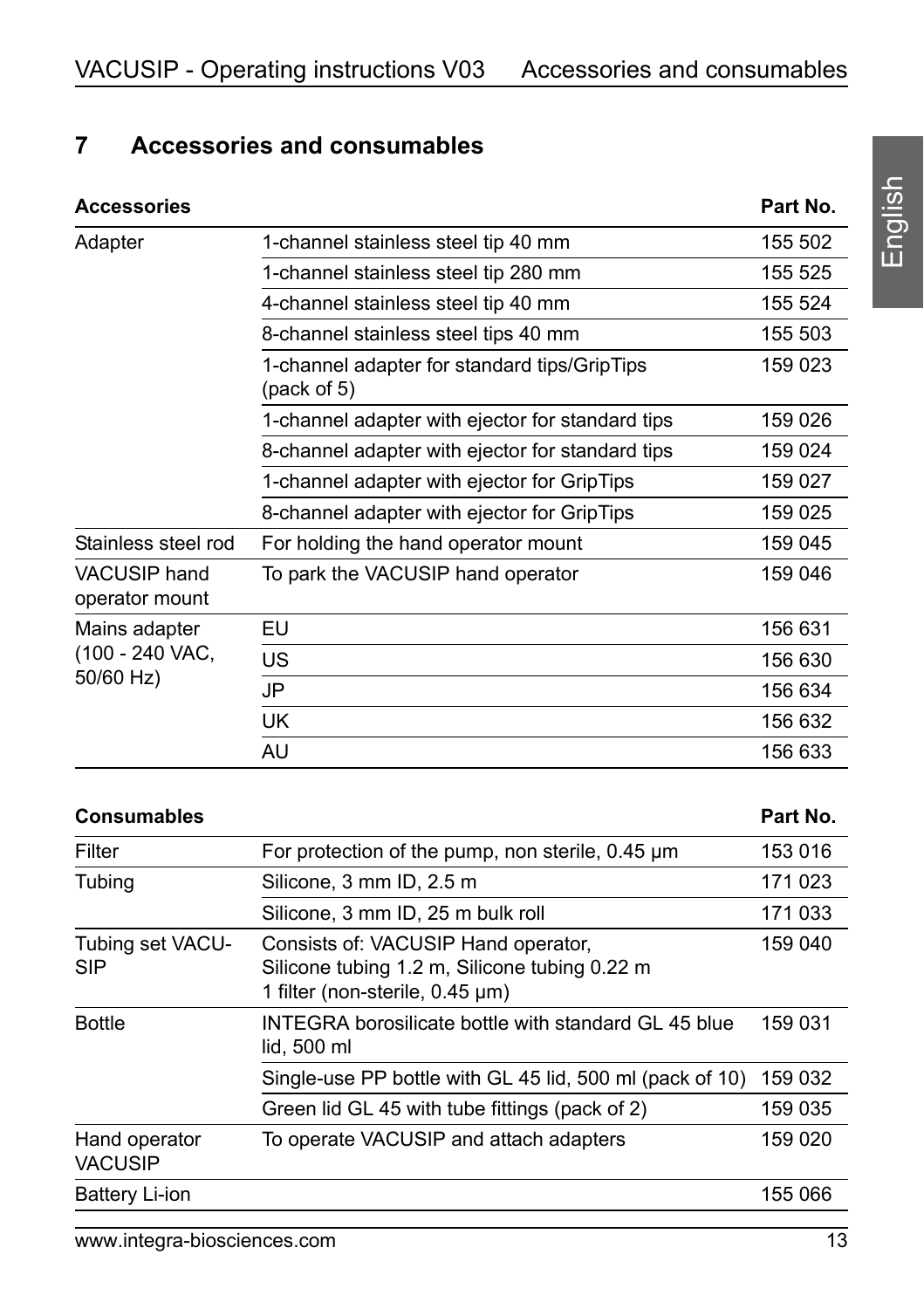## 7 Accessories and consumables

| Accessories | | Part No. |
|---|---|---|
| Adapter | 1-channel stainless steel tip 40 mm | 155 502 |
| | 1-channel stainless steel tip 280 mm | 155 525 |
| | 4-channel stainless steel tip 40 mm | 155 524 |
| | 8-channel stainless steel tips 40 mm | 155 503 |
| | 1-channel adapter for standard tips/GripTips (pack of 5) | 159 023 |
| | 1-channel adapter with ejector for standard tips | 159 026 |
| | 8-channel adapter with ejector for standard tips | 159 024 |
| | 1-channel adapter with ejector for GripTips | 159 027 |
| | 8-channel adapter with ejector for GripTips | 159 025 |
| Stainless steel rod | For holding the hand operator mount | 159 045 |
| VACUSIP hand operator mount | To park the VACUSIP hand operator | 159 046 |
| Mains adapter (100 - 240 VAC, 50/60 Hz) | EU | 156 631 |
| | US | 156 630 |
| | JP | 156 634 |
| | UK | 156 632 |
| | AU | 156 633 |

| Consumables | | Part No. |
|---|---|---|
| Filter | For protection of the pump, non sterile, 0.45 µm | 153 016 |
| Tubing | Silicone, 3 mm ID, 2.5 m | 171 023 |
| | Silicone, 3 mm ID, 25 m bulk roll | 171 033 |
| Tubing set VACUSIP | Consists of: VACUSIP Hand operator, Silicone tubing 1.2 m, Silicone tubing 0.22 m 1 filter (non-sterile, 0.45 µm) | 159 040 |
| Bottle | INTEGRA borosilicate bottle with standard GL 45 blue lid, 500 ml | 159 031 |
| | Single-use PP bottle with GL 45 lid, 500 ml (pack of 10) | 159 032 |
| | Green lid GL 45 with tube fittings (pack of 2) | 159 035 |
| Hand operator VACUSIP | To operate VACUSIP and attach adapters | 159 020 |
| Battery Li-ion | | 155 066 |